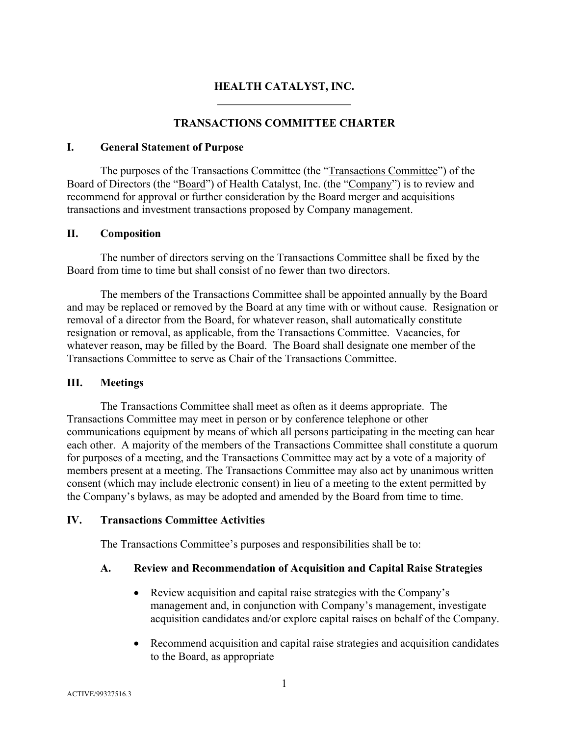# HEALTH CATALYST, INC.

## TRANSACTIONS COMMITTEE CHARTER

### I. General Statement of Purpose

The purposes of the Transactions Committee (the "Transactions Committee") of the Board of Directors (the "Board") of Health Catalyst, Inc. (the "Company") is to review and recommend for approval or further consideration by the Board merger and acquisitions transactions and investment transactions proposed by Company management.

### II. Composition

The number of directors serving on the Transactions Committee shall be fixed by the Board from time to time but shall consist of no fewer than two directors.

The members of the Transactions Committee shall be appointed annually by the Board and may be replaced or removed by the Board at any time with or without cause. Resignation or removal of a director from the Board, for whatever reason, shall automatically constitute resignation or removal, as applicable, from the Transactions Committee. Vacancies, for whatever reason, may be filled by the Board. The Board shall designate one member of the Transactions Committee to serve as Chair of the Transactions Committee.

### III. Meetings

The Transactions Committee shall meet as often as it deems appropriate. The Transactions Committee may meet in person or by conference telephone or other communications equipment by means of which all persons participating in the meeting can hear each other. A majority of the members of the Transactions Committee shall constitute a quorum for purposes of a meeting, and the Transactions Committee may act by a vote of a majority of members present at a meeting. The Transactions Committee may also act by unanimous written consent (which may include electronic consent) in lieu of a meeting to the extent permitted by the Company's bylaws, as may be adopted and amended by the Board from time to time.

### IV. Transactions Committee Activities

The Transactions Committee's purposes and responsibilities shall be to:

#### A. Review and Recommendation of Acquisition and Capital Raise Strategies

- Review acquisition and capital raise strategies with the Company's management and, in conjunction with Company's management, investigate acquisition candidates and/or explore capital raises on behalf of the Company.
- Recommend acquisition and capital raise strategies and acquisition candidates to the Board, as appropriate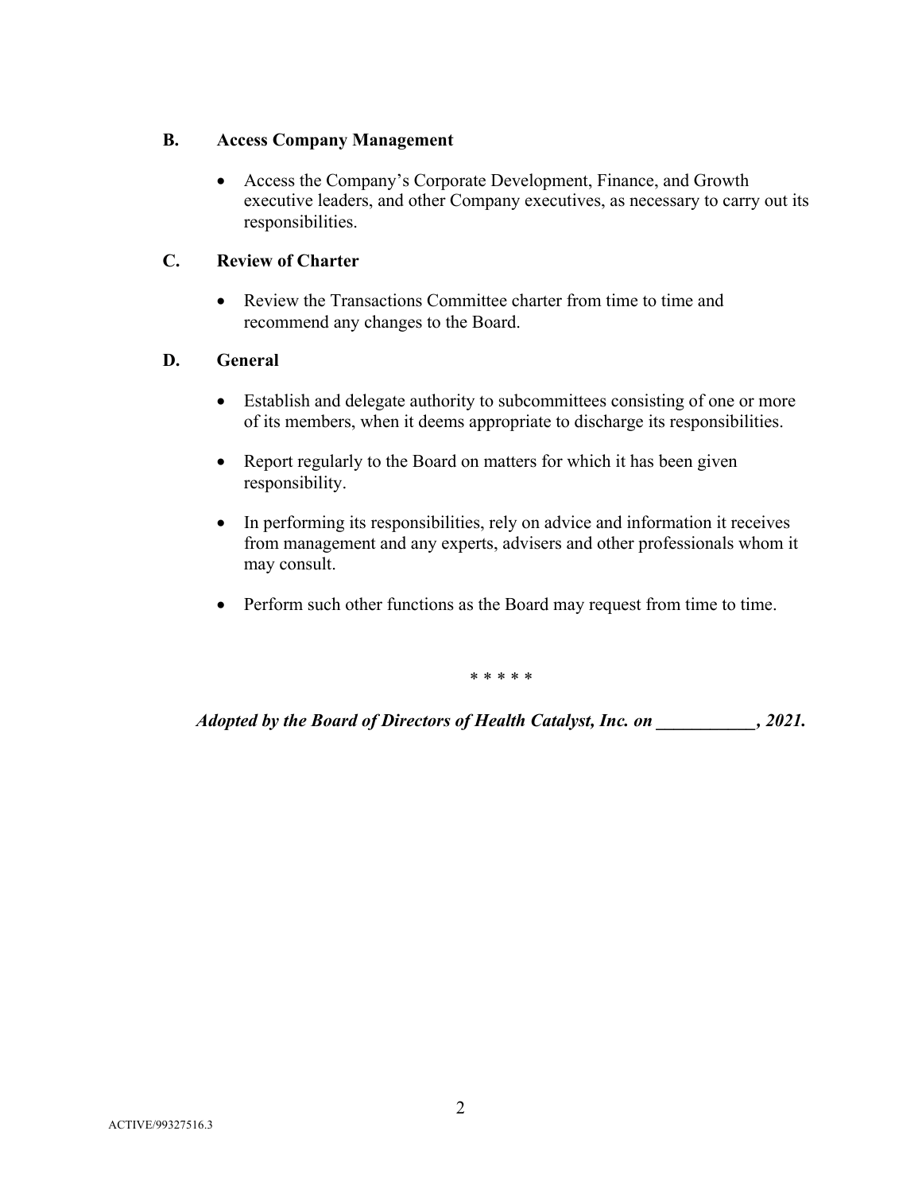### B. Access Company Management

- Access the Company's Corporate Development, Finance, and Growth executive leaders, and other Company executives, as necessary to carry out its responsibilities.

### C. Review of Charter

- Review the Transactions Committee charter from time to time and recommend any changes to the Board.

### D. General

- Establish and delegate authority to subcommittees consisting of one or more of its members, when it deems appropriate to discharge its responsibilities.

- Report regularly to the Board on matters for which it has been given responsibility.

- In performing its responsibilities, rely on advice and information it receives from management and any experts, advisers and other professionals whom it may consult.

- Perform such other functions as the Board may request from time to time.

\* \* \* \* \*

***Adopted by the Board of Directors of Health Catalyst, Inc. on ___________, 2021.***

ACTIVE/99327516.3